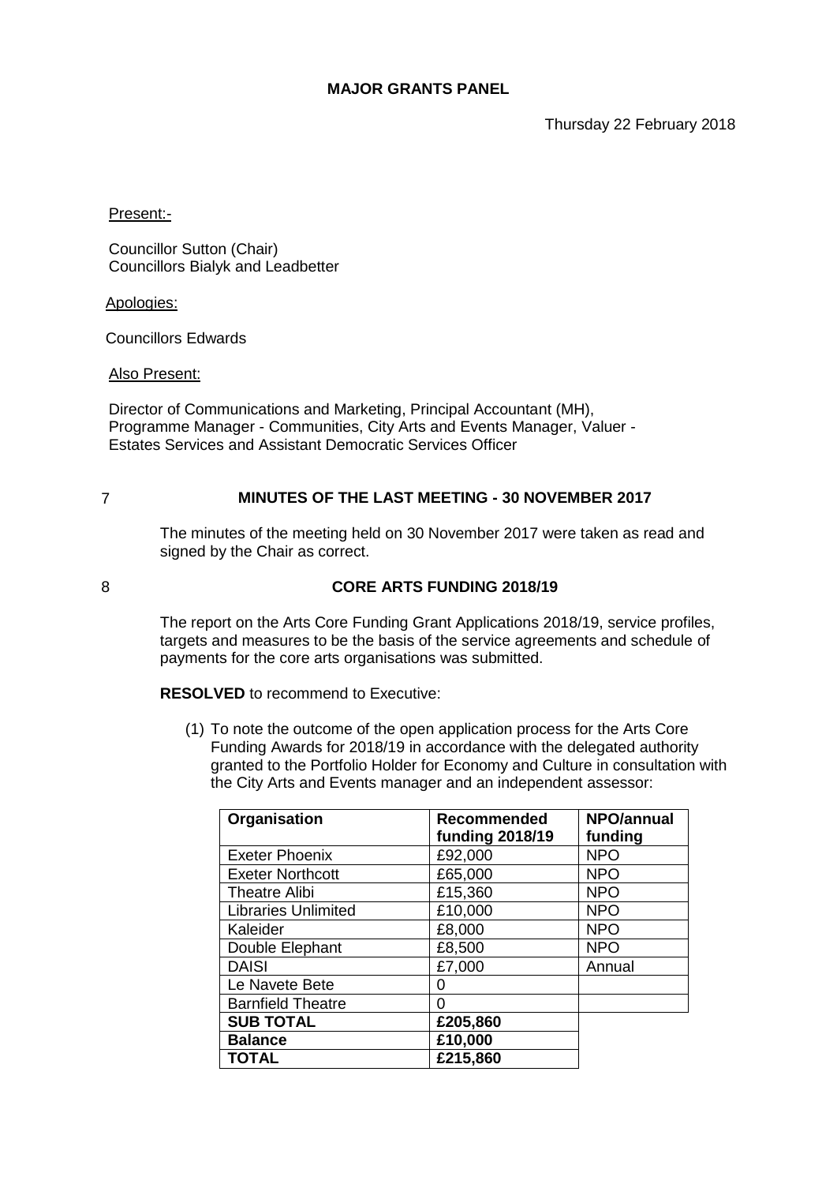# MAJOR GRANTS PANEL

Thursday 22 February 2018

Present:-

Councillor Sutton (Chair)
Councillors Bialyk and Leadbetter

Apologies:

Councillors Edwards

Also Present:

Director of Communications and Marketing, Principal Accountant (MH), Programme Manager - Communities, City Arts and Events Manager, Valuer - Estates Services and Assistant Democratic Services Officer

## 7 MINUTES OF THE LAST MEETING - 30 NOVEMBER 2017

The minutes of the meeting held on 30 November 2017 were taken as read and signed by the Chair as correct.

## 8 CORE ARTS FUNDING 2018/19

The report on the Arts Core Funding Grant Applications 2018/19, service profiles, targets and measures to be the basis of the service agreements and schedule of payments for the core arts organisations was submitted.

**RESOLVED** to recommend to Executive:

(1) To note the outcome of the open application process for the Arts Core Funding Awards for 2018/19 in accordance with the delegated authority granted to the Portfolio Holder for Economy and Culture in consultation with the City Arts and Events manager and an independent assessor:

| Organisation | Recommended funding 2018/19 | NPO/annual funding |
|---|---|---|
| Exeter Phoenix | £92,000 | NPO |
| Exeter Northcott | £65,000 | NPO |
| Theatre Alibi | £15,360 | NPO |
| Libraries Unlimited | £10,000 | NPO |
| Kaleider | £8,000 | NPO |
| Double Elephant | £8,500 | NPO |
| DAISI | £7,000 | Annual |
| Le Navete Bete | 0 | |
| Barnfield Theatre | 0 | |
| **SUB TOTAL** | **£205,860** | |
| **Balance** | **£10,000** | |
| **TOTAL** | **£215,860** | |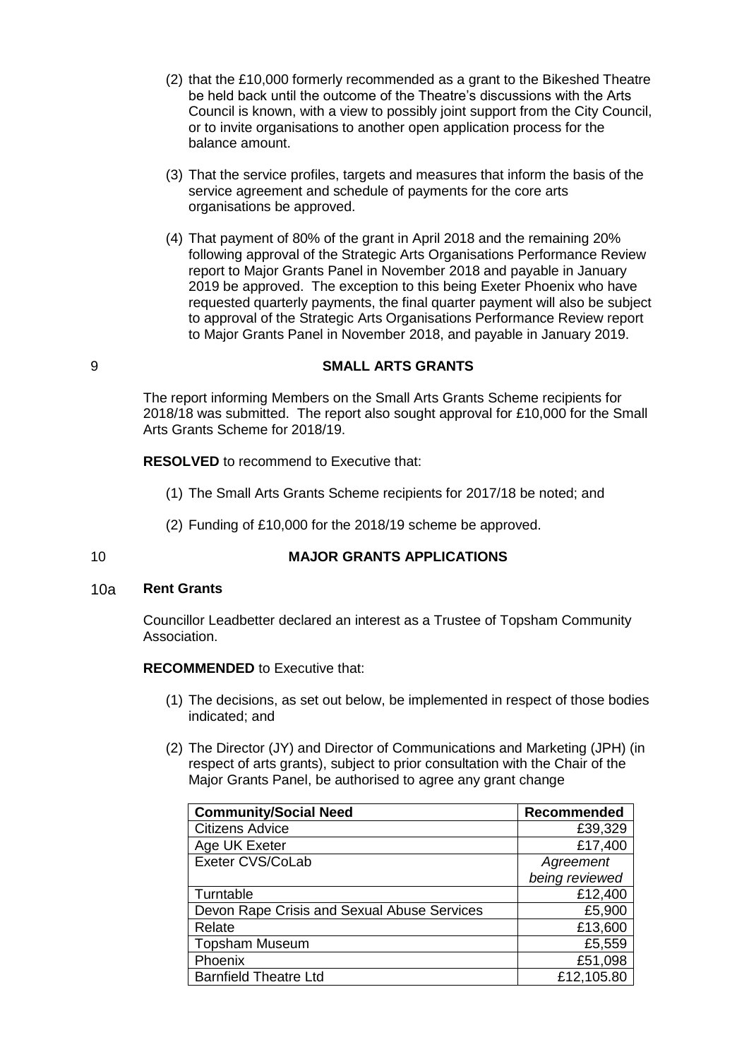(2) that the £10,000 formerly recommended as a grant to the Bikeshed Theatre be held back until the outcome of the Theatre's discussions with the Arts Council is known, with a view to possibly joint support from the City Council, or to invite organisations to another open application process for the balance amount.

(3) That the service profiles, targets and measures that inform the basis of the service agreement and schedule of payments for the core arts organisations be approved.

(4) That payment of 80% of the grant in April 2018 and the remaining 20% following approval of the Strategic Arts Organisations Performance Review report to Major Grants Panel in November 2018 and payable in January 2019 be approved. The exception to this being Exeter Phoenix who have requested quarterly payments, the final quarter payment will also be subject to approval of the Strategic Arts Organisations Performance Review report to Major Grants Panel in November 2018, and payable in January 2019.

## 9 SMALL ARTS GRANTS

The report informing Members on the Small Arts Grants Scheme recipients for 2018/18 was submitted. The report also sought approval for £10,000 for the Small Arts Grants Scheme for 2018/19.

**RESOLVED** to recommend to Executive that:

(1) The Small Arts Grants Scheme recipients for 2017/18 be noted; and

(2) Funding of £10,000 for the 2018/19 scheme be approved.

## 10 MAJOR GRANTS APPLICATIONS

### 10a Rent Grants

Councillor Leadbetter declared an interest as a Trustee of Topsham Community Association.

**RECOMMENDED** to Executive that:

(1) The decisions, as set out below, be implemented in respect of those bodies indicated; and

(2) The Director (JY) and Director of Communications and Marketing (JPH) (in respect of arts grants), subject to prior consultation with the Chair of the Major Grants Panel, be authorised to agree any grant change

| Community/Social Need | Recommended |
|---|---|
| Citizens Advice | £39,329 |
| Age UK Exeter | £17,400 |
| Exeter CVS/CoLab | *Agreement being reviewed* |
| Turntable | £12,400 |
| Devon Rape Crisis and Sexual Abuse Services | £5,900 |
| Relate | £13,600 |
| Topsham Museum | £5,559 |
| Phoenix | £51,098 |
| Barnfield Theatre Ltd | £12,105.80 |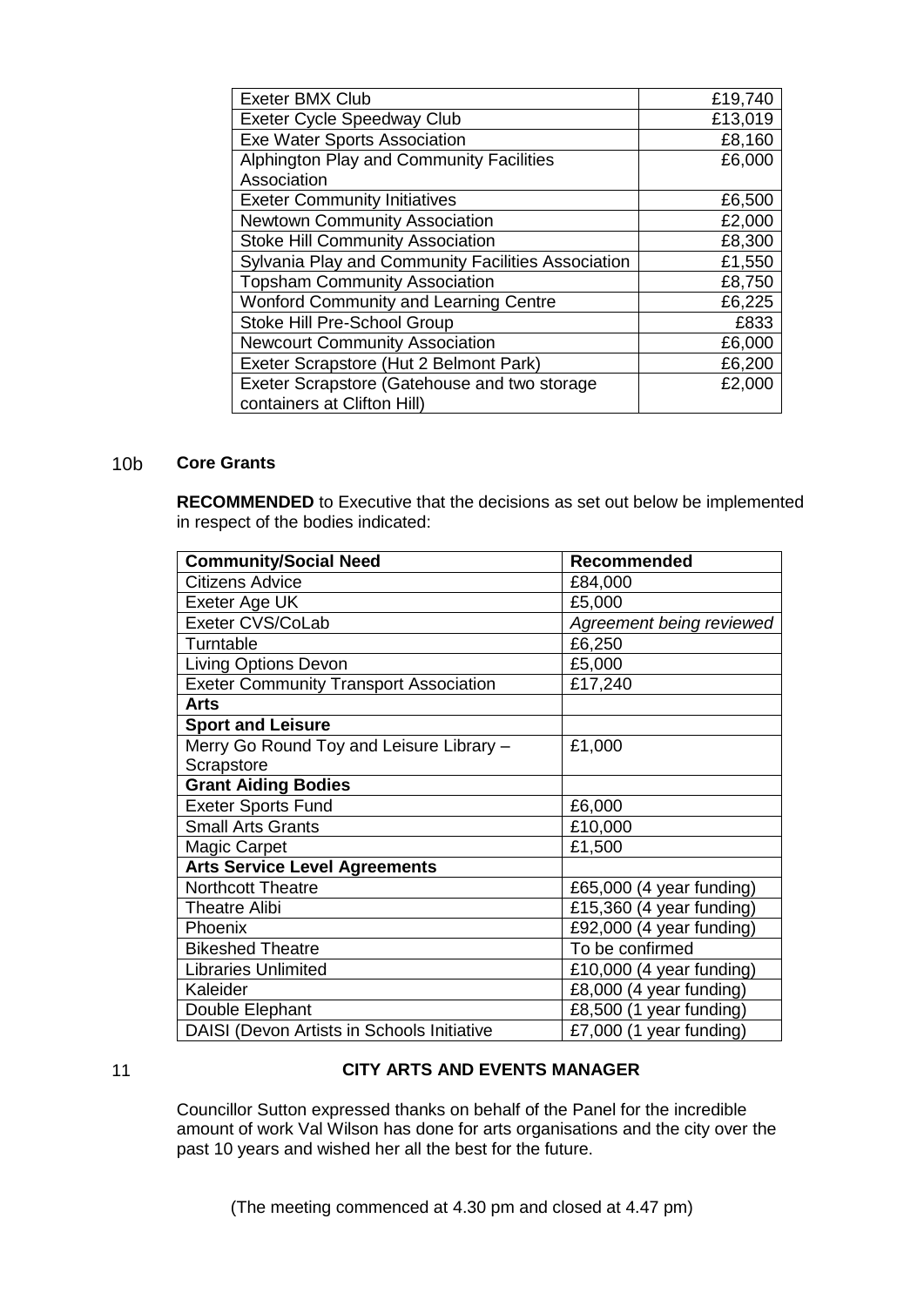| | |
|---|---|
| Exeter BMX Club | £19,740 |
| Exeter Cycle Speedway Club | £13,019 |
| Exe Water Sports Association | £8,160 |
| Alphington Play and Community Facilities Association | £6,000 |
| Exeter Community Initiatives | £6,500 |
| Newtown Community Association | £2,000 |
| Stoke Hill Community Association | £8,300 |
| Sylvania Play and Community Facilities Association | £1,550 |
| Topsham Community Association | £8,750 |
| Wonford Community and Learning Centre | £6,225 |
| Stoke Hill Pre-School Group | £833 |
| Newcourt Community Association | £6,000 |
| Exeter Scrapstore (Hut 2 Belmont Park) | £6,200 |
| Exeter Scrapstore (Gatehouse and two storage containers at Clifton Hill) | £2,000 |

## 10b Core Grants

**RECOMMENDED** to Executive that the decisions as set out below be implemented in respect of the bodies indicated:

| **Community/Social Need** | **Recommended** |
|---|---|
| Citizens Advice | £84,000 |
| Exeter Age UK | £5,000 |
| Exeter CVS/CoLab | *Agreement being reviewed* |
| Turntable | £6,250 |
| Living Options Devon | £5,000 |
| Exeter Community Transport Association | £17,240 |
| **Arts** | |
| **Sport and Leisure** | |
| Merry Go Round Toy and Leisure Library – Scrapstore | £1,000 |
| **Grant Aiding Bodies** | |
| Exeter Sports Fund | £6,000 |
| Small Arts Grants | £10,000 |
| Magic Carpet | £1,500 |
| **Arts Service Level Agreements** | |
| Northcott Theatre | £65,000 (4 year funding) |
| Theatre Alibi | £15,360 (4 year funding) |
| Phoenix | £92,000 (4 year funding) |
| Bikeshed Theatre | To be confirmed |
| Libraries Unlimited | £10,000 (4 year funding) |
| Kaleider | £8,000 (4 year funding) |
| Double Elephant | £8,500 (1 year funding) |
| DAISI (Devon Artists in Schools Initiative | £7,000 (1 year funding) |

## 11 CITY ARTS AND EVENTS MANAGER

Councillor Sutton expressed thanks on behalf of the Panel for the incredible amount of work Val Wilson has done for arts organisations and the city over the past 10 years and wished her all the best for the future.

(The meeting commenced at 4.30 pm and closed at 4.47 pm)